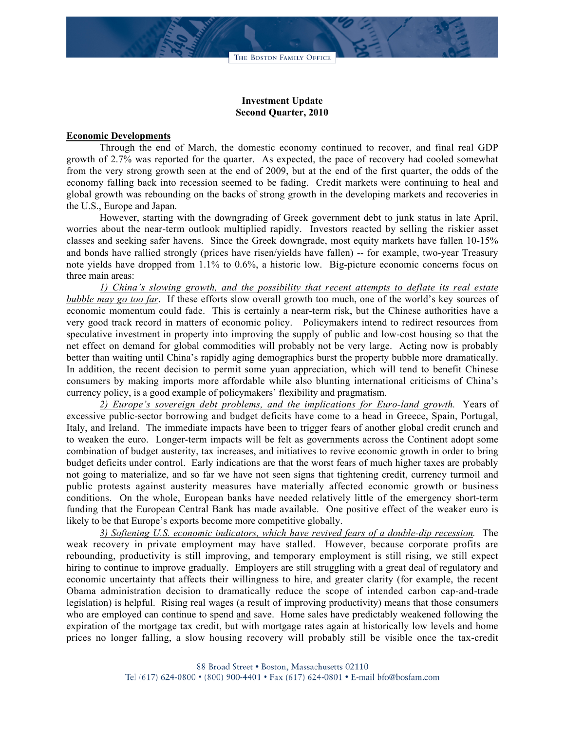**Investment Update**
**Second Quarter, 2010**

**Economic Developments**

Through the end of March, the domestic economy continued to recover, and final real GDP growth of 2.7% was reported for the quarter. As expected, the pace of recovery had cooled somewhat from the very strong growth seen at the end of 2009, but at the end of the first quarter, the odds of the economy falling back into recession seemed to be fading. Credit markets were continuing to heal and global growth was rebounding on the backs of strong growth in the developing markets and recoveries in the U.S., Europe and Japan.

However, starting with the downgrading of Greek government debt to junk status in late April, worries about the near-term outlook multiplied rapidly. Investors reacted by selling the riskier asset classes and seeking safer havens. Since the Greek downgrade, most equity markets have fallen 10-15% and bonds have rallied strongly (prices have risen/yields have fallen) -- for example, two-year Treasury note yields have dropped from 1.1% to 0.6%, a historic low. Big-picture economic concerns focus on three main areas:

*1) China's slowing growth, and the possibility that recent attempts to deflate its real estate bubble may go too far*. If these efforts slow overall growth too much, one of the world's key sources of economic momentum could fade. This is certainly a near-term risk, but the Chinese authorities have a very good track record in matters of economic policy. Policymakers intend to redirect resources from speculative investment in property into improving the supply of public and low-cost housing so that the net effect on demand for global commodities will probably not be very large. Acting now is probably better than waiting until China's rapidly aging demographics burst the property bubble more dramatically. In addition, the recent decision to permit some yuan appreciation, which will tend to benefit Chinese consumers by making imports more affordable while also blunting international criticisms of China's currency policy, is a good example of policymakers' flexibility and pragmatism.

*2) Europe's sovereign debt problems, and the implications for Euro-land growth.* Years of excessive public-sector borrowing and budget deficits have come to a head in Greece, Spain, Portugal, Italy, and Ireland. The immediate impacts have been to trigger fears of another global credit crunch and to weaken the euro. Longer-term impacts will be felt as governments across the Continent adopt some combination of budget austerity, tax increases, and initiatives to revive economic growth in order to bring budget deficits under control. Early indications are that the worst fears of much higher taxes are probably not going to materialize, and so far we have not seen signs that tightening credit, currency turmoil and public protests against austerity measures have materially affected economic growth or business conditions. On the whole, European banks have needed relatively little of the emergency short-term funding that the European Central Bank has made available. One positive effect of the weaker euro is likely to be that Europe's exports become more competitive globally.

*3) Softening U.S. economic indicators, which have revived fears of a double-dip recession.* The weak recovery in private employment may have stalled. However, because corporate profits are rebounding, productivity is still improving, and temporary employment is still rising, we still expect hiring to continue to improve gradually. Employers are still struggling with a great deal of regulatory and economic uncertainty that affects their willingness to hire, and greater clarity (for example, the recent Obama administration decision to dramatically reduce the scope of intended carbon cap-and-trade legislation) is helpful. Rising real wages (a result of improving productivity) means that those consumers who are employed can continue to spend and save. Home sales have predictably weakened following the expiration of the mortgage tax credit, but with mortgage rates again at historically low levels and home prices no longer falling, a slow housing recovery will probably still be visible once the tax-credit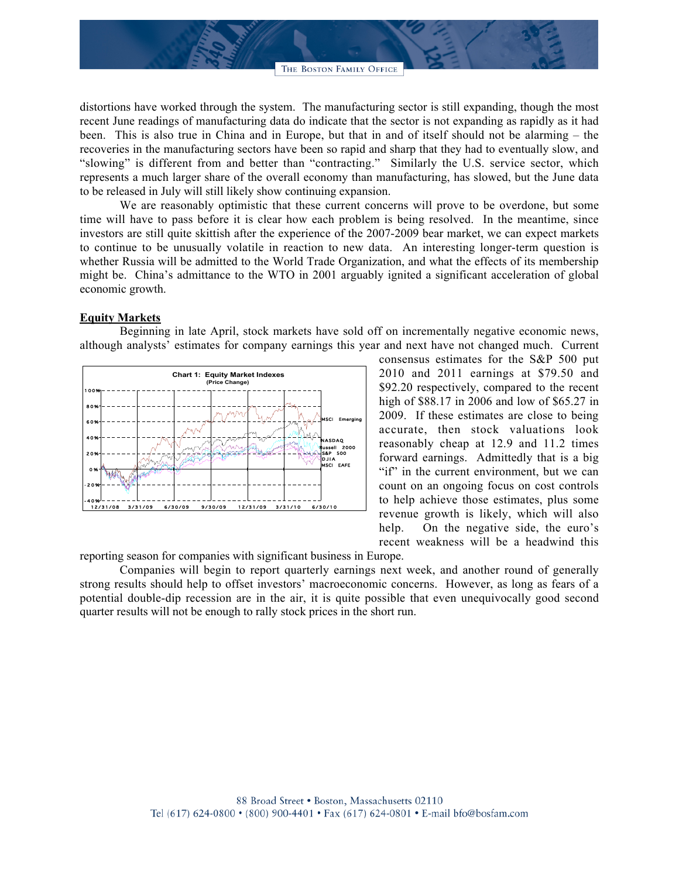distortions have worked through the system. The manufacturing sector is still expanding, though the most recent June readings of manufacturing data do indicate that the sector is not expanding as rapidly as it had been. This is also true in China and in Europe, but that in and of itself should not be alarming – the recoveries in the manufacturing sectors have been so rapid and sharp that they had to eventually slow, and "slowing" is different from and better than "contracting." Similarly the U.S. service sector, which represents a much larger share of the overall economy than manufacturing, has slowed, but the June data to be released in July will still likely show continuing expansion.

We are reasonably optimistic that these current concerns will prove to be overdone, but some time will have to pass before it is clear how each problem is being resolved. In the meantime, since investors are still quite skittish after the experience of the 2007-2009 bear market, we can expect markets to continue to be unusually volatile in reaction to new data. An interesting longer-term question is whether Russia will be admitted to the World Trade Organization, and what the effects of its membership might be. China's admittance to the WTO in 2001 arguably ignited a significant acceleration of global economic growth.

## Equity Markets

Beginning in late April, stock markets have sold off on incrementally negative economic news, although analysts' estimates for company earnings this year and next have not changed much. Current consensus estimates for the S&P 500 put 2010 and 2011 earnings at $79.50 and $92.20 respectively, compared to the recent high of $88.17 in 2006 and low of $65.27 in 2009. If these estimates are close to being accurate, then stock valuations look reasonably cheap at 12.9 and 11.2 times forward earnings. Admittedly that is a big "if" in the current environment, but we can count on an ongoing focus on cost controls to help achieve those estimates, plus some revenue growth is likely, which will also help. On the negative side, the euro's recent weakness will be a headwind this reporting season for companies with significant business in Europe.

Chart 1: Equity Market Indexes
(Price Change)

100%
80%
60%
40%
20%
0%
-20%
-40%

12/31/08 3/31/09 6/30/09 9/30/09 12/31/09 3/31/10 6/30/10

MSCI Emerging
NASDAQ
Russell 2000
S&P 500
DJIA
MSCI EAFE

Companies will begin to report quarterly earnings next week, and another round of generally strong results should help to offset investors' macroeconomic concerns. However, as long as fears of a potential double-dip recession are in the air, it is quite possible that even unequivocally good second quarter results will not be enough to rally stock prices in the short run.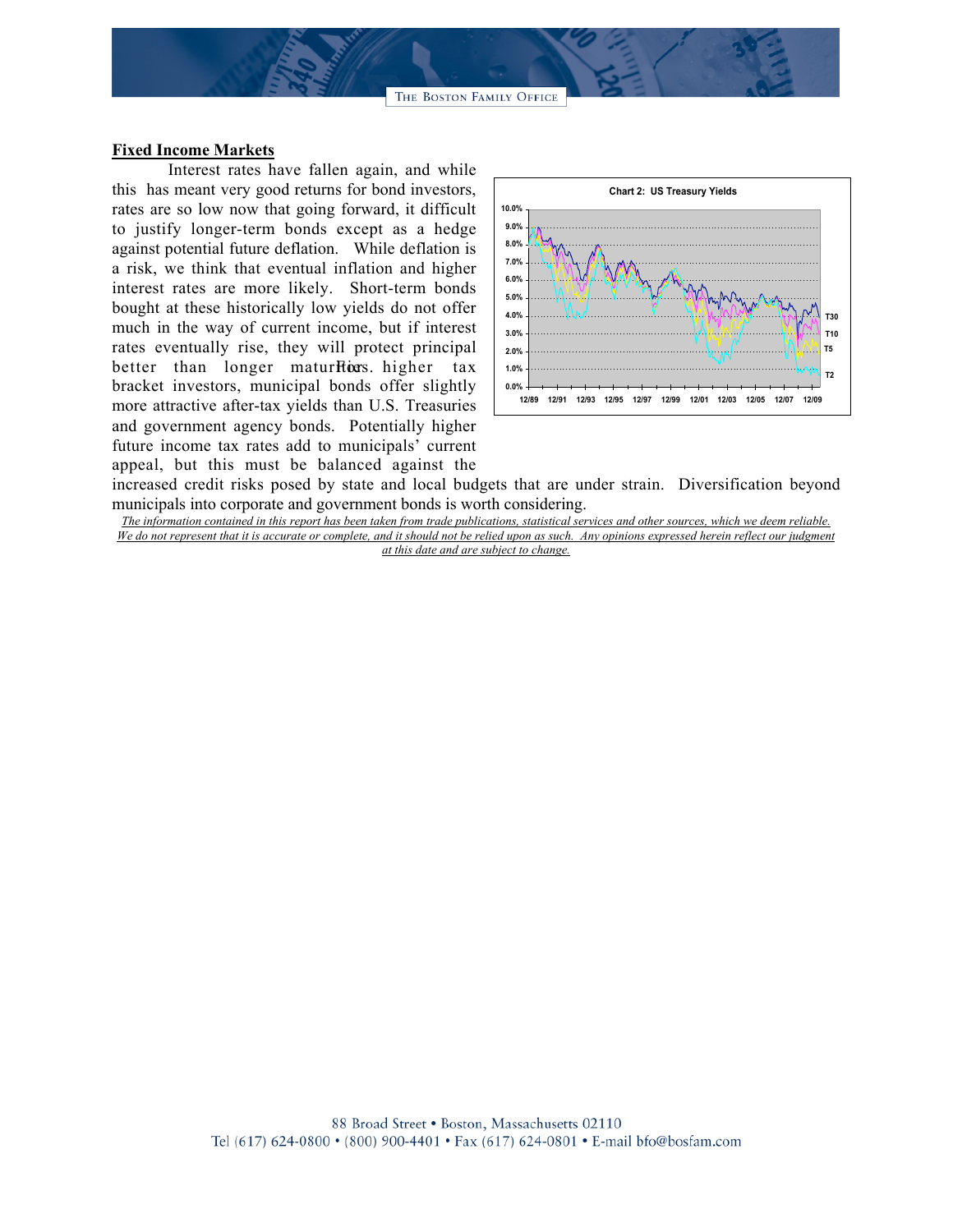## Fixed Income Markets

Interest rates have fallen again, and while this has meant very good returns for bond investors, rates are so low now that going forward, it difficult to justify longer-term bonds except as a hedge against potential future deflation. While deflation is a risk, we think that eventual inflation and higher interest rates are more likely. Short-term bonds bought at these historically low yields do not offer much in the way of current income, but if interest rates eventually rise, they will protect principal better than longer maturities. For higher tax bracket investors, municipal bonds offer slightly more attractive after-tax yields than U.S. Treasuries and government agency bonds. Potentially higher future income tax rates add to municipals' current appeal, but this must be balanced against the increased credit risks posed by state and local budgets that are under strain. Diversification beyond municipals into corporate and government bonds is worth considering.

Chart 2: US Treasury Yields

10.0%
9.0%
8.0%
7.0%
6.0%
5.0%
4.0%
3.0%
2.0%
1.0%
0.0%

12/89 12/91 12/93 12/95 12/97 12/99 12/01 12/03 12/05 12/07 12/09

T30
T10
T5
T2

*The information contained in this report has been taken from trade publications, statistical services and other sources, which we deem reliable. We do not represent that it is accurate or complete, and it should not be relied upon as such. Any opinions expressed herein reflect our judgment at this date and are subject to change.*

88 Broad Street • Boston, Massachusetts 02110
Tel (617) 624-0800 • (800) 900-4401 • Fax (617) 624-0801 • E-mail bfo@bosfam.com